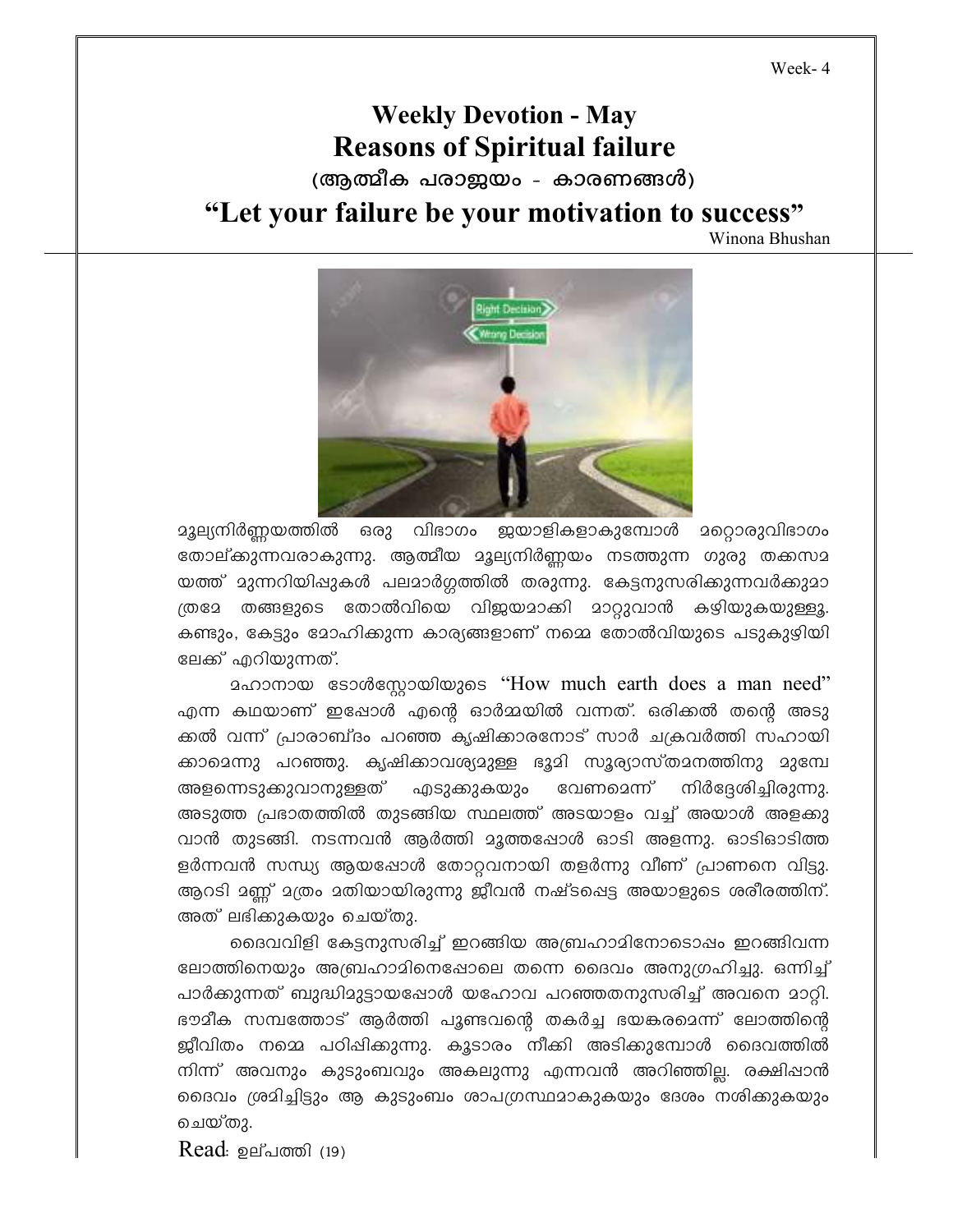Week- 4

# Weekly Devotion - May
# Reasons of Spiritual failure

**(ആത്മീക പരാജയം - കാരണങ്ങൾ)**

## "Let your failure be your motivation to success"

Winona Bhushan

മൂല്യനിർണ്ണയത്തിൽ ഒരു വിഭാഗം ജയാളികളാകുമ്പോൾ മറ്റൊരുവിഭാഗം തോല്ക്കുന്നവരാകുന്നു. ആത്മീയ മൂല്യനിർണ്ണയം നടത്തുന്ന ഗുരു തക്കസമയത്ത് മുന്നറിയിപ്പുകൾ പലമാർഗ്ഗത്തിൽ തരുന്നു. കേട്ടനുസരിക്കുന്നവർക്കുമാത്രമേ തങ്ങളുടെ തോൽവിയെ വിജയമാക്കി മാറ്റുവാൻ കഴിയുകയുള്ളൂ. കണ്ടും, കേട്ടും മോഹിക്കുന്ന കാര്യങ്ങളാണ് നമ്മെ തോൽവിയുടെ പടുകുഴിയിലേക്ക് എറിയുന്നത്.

മഹാനായ ടോൾസ്റ്റോയിയുടെ "How much earth does a man need" എന്ന കഥയാണ് ഇപ്പോൾ എന്റെ ഓർമ്മയിൽ വന്നത്. ഒരിക്കൽ തന്റെ അടുക്കൽ വന്ന് പ്രാരാബ്ദം പറഞ്ഞ കൃഷിക്കാരനോട് സാർ ചക്രവർത്തി സഹായിക്കാമെന്നു പറഞ്ഞു. കൃഷിക്കാവശ്യമുള്ള ഭൂമി സൂര്യാസ്തമനത്തിനു മുമ്പേ അളന്നെടുക്കുവാനുള്ളത് എടുക്കുകയും വേണമെന്ന് നിർദ്ദേശിച്ചിരുന്നു. അടുത്ത പ്രഭാതത്തിൽ തുടങ്ങിയ സ്ഥലത്ത് അടയാളം വച്ച് അയാൾ അളക്കുവാൻ തുടങ്ങി. നടന്നവൻ ആർത്തി മൂത്തപ്പോൾ ഓടി അളന്നു. ഓടിഓടിത്തളർന്നവൻ സന്ധ്യ ആയപ്പോൾ തോറ്റവനായി തളർന്നു വീണ് പ്രാണനെ വിട്ടു. ആറടി മണ്ണ് മത്രം മതിയായിരുന്നു ജീവൻ നഷ്ടപ്പെട്ട അയാളുടെ ശരീരത്തിന്. അത് ലഭിക്കുകയും ചെയ്തു.

ദൈവവിളി കേട്ടനുസരിച്ച് ഇറങ്ങിയ അബ്രഹാമിനോടൊപ്പം ഇറങ്ങിവന്ന ലോത്തിനെയും അബ്രഹാമിനെപ്പോലെ തന്നെ ദൈവം അനുഗ്രഹിച്ചു. ഒന്നിച്ച് പാർക്കുന്നത് ബുദ്ധിമുട്ടായപ്പോൾ യഹോവ പറഞ്ഞതനുസരിച്ച് അവനെ മാറ്റി. ഭൗമിക സമ്പത്തോട് ആർത്തി പൂണ്ടവന്റെ തകർച്ച ഭയകരമെന്ന് ലോത്തിന്റെ ജീവിതം നമ്മെ പഠിപ്പിക്കുന്നു. കൂടാരം നീക്കി അടിക്കുമ്പോൾ ദൈവത്തിൽ നിന്ന് അവനും കുടുംബവും അകലുന്നു എന്നവൻ അറിഞ്ഞില്ല. രക്ഷിപ്പാൻ ദൈവം ശ്രമിച്ചിട്ടും ആ കുടുംബം ശാപഗ്രസ്ഥമാകുകയും ദേശം നശിക്കുകയും ചെയ്തു.

Read: ഉല്പത്തി (19)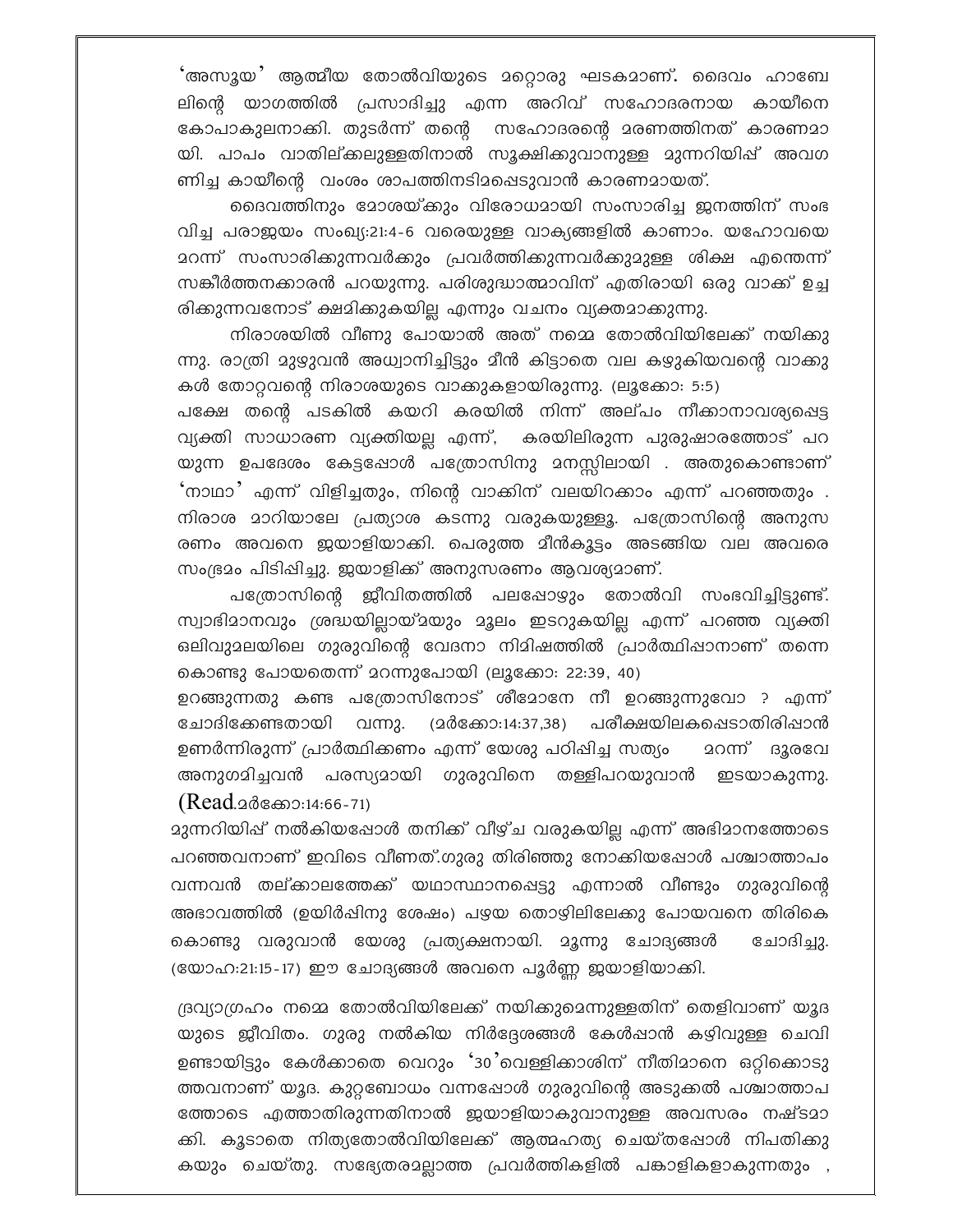'അസൂയ' ആത്മീയ തോൽവിയുടെ മറ്റൊരു ഘടകമാണ്. ദൈവം ഹാബേലിന്റെ യാഗത്തിൽ പ്രസാദിച്ചു എന്ന അറിവ് സഹോദരനായ കായീനെ കോപാകുലനാക്കി. തുടർന്ന് തന്റെ സഹോദരന്റെ മരണത്തിനത് കാരണമായി. പാപം വാതില്ക്കലുള്ളതിനാൽ സൂക്ഷിക്കുവാനുള്ള മുന്നറിയിപ്പ് അവഗണിച്ച കായീന്റെ വംശം ശാപത്തിനടിമപ്പെടുവാൻ കാരണമായത്.

ദൈവത്തിനും മോശയ്ക്കും വിരോധമായി സംസാരിച്ച ജനത്തിന് സംഭവിച്ച പരാജയം സംഖ്യ:21:4-6 വരെയുള്ള വാക്യങ്ങളിൽ കാണാം. യഹോവയെ മറന്ന് സംസാരിക്കുന്നവർക്കും പ്രവർത്തിക്കുന്നവർക്കുമുള്ള ശിക്ഷ എന്തെന്ന് സങ്കീർത്തനക്കാരൻ പറയുന്നു. പരിശുദ്ധാത്മാവിന് എതിരായി ഒരു വാക്ക് ഉച്ചരിക്കുന്നവനോട് ക്ഷമിക്കുകയില്ല എന്നും വചനം വ്യക്തമാക്കുന്നു.

നിരാശയിൽ വീണു പോയാൽ അത് നമ്മെ തോൽവിയിലേക്ക് നയിക്കുന്നു. രാത്രി മുഴുവൻ അധ്വാനിച്ചിട്ടും മീൻ കിട്ടാതെ വല കഴുകിയവന്റെ വാക്കുകൾ തോറ്റവന്റെ നിരാശയുടെ വാക്കുകളായിരുന്നു. (ലൂക്കോ: 5:5)
പക്ഷേ തന്റെ പടകിൽ കയറി കരയിൽ നിന്ന് അല്പം നീക്കാനാവശ്യപ്പെട്ട വ്യക്തി സാധാരണ വ്യക്തിയല്ല എന്ന്, കരയിലിരുന്ന പുരുഷാരത്തോട് പറയുന്ന ഉപദേശം കേട്ടപ്പോൾ പത്രോസിനു മനസ്സിലായി . അതുകൊണ്ടാണ് 'നാഥാ' എന്ന് വിളിച്ചതും, നിന്റെ വാക്കിന് വലയിറക്കാം എന്ന് പറഞ്ഞതും . നിരാശ മാറിയാലേ പ്രത്യാശ കടന്നു വരുകയുള്ളൂ. പത്രോസിന്റെ അനുസരണം അവനെ ജയാളിയാക്കി. പെരുത്ത മീൻകൂട്ടം അടങ്ങിയ വല അവരെ സംഭ്രമം പിടിപ്പിച്ചു. ജയാളിക്ക് അനുസരണം ആവശ്യമാണ്.

പത്രോസിന്റെ ജീവിതത്തിൽ പലപ്പോഴും തോൽവി സംഭവിച്ചിട്ടുണ്ട്. സ്വാഭിമാനവും ശ്രദ്ധയില്ലായ്മയും മൂലം ഇടറുകയില്ല എന്ന് പറഞ്ഞ വ്യക്തി ഒലിവുമലയിലെ ഗുരുവിന്റെ വേദനാ നിമിഷത്തിൽ പ്രാർത്ഥിപ്പാനാണ് തന്നെ കൊണ്ടു പോയതെന്ന് മറന്നുപോയി (ലൂക്കോ: 22:39, 40)
ഉറങ്ങുന്നതു കണ്ട പത്രോസിനോട് ശീമോനേ നീ ഉറങ്ങുന്നുവോ ? എന്ന് ചോദിക്കേണ്ടതായി വന്നു. (മർക്കോ:14:37,38) പരീക്ഷയിലകപ്പെടാതിരിപ്പാൻ ഉണർന്നിരുന്ന് പ്രാർത്ഥിക്കണം എന്ന് യേശു പഠിപ്പിച്ച സത്യം മറന്ന് ദൂരവേ അനുഗമിച്ചവൻ പരസ്യമായി ഗുരുവിനെ തള്ളിപറയുവാൻ ഇടയാകുന്നു. (Read.മർക്കോ:14:66-71)
മുന്നറിയിപ്പ് നൽകിയപ്പോൾ തനിക്ക് വീഴ്ച വരുകയില്ല എന്ന് അഭിമാനത്തോടെ പറഞ്ഞവനാണ് ഇവിടെ വീണത്.ഗുരു തിരിഞ്ഞു നോക്കിയപ്പോൾ പശ്ചാത്താപം വന്നവൻ തല്ക്കാലത്തേക്ക് യഥാസ്ഥാനപ്പെട്ടു എന്നാൽ വീണ്ടും ഗുരുവിന്റെ അഭാവത്തിൽ (ഉയിർപ്പിനു ശേഷം) പഴയ തൊഴിലിലേക്കു പോയവനെ തിരികെ കൊണ്ടു വരുവാൻ യേശു പ്രത്യക്ഷനായി. മൂന്നു ചോദ്യങ്ങൾ ചോദിച്ചു. (യോഹ:21:15-17) ഈ ചോദ്യങ്ങൾ അവനെ പൂർണ്ണ ജയാളിയാക്കി.

ദ്രവ്യാഗ്രഹം നമ്മെ തോൽവിയിലേക്ക് നയിക്കുമെന്നുള്ളതിന് തെളിവാണ് യൂദയുടെ ജീവിതം. ഗുരു നൽകിയ നിർദ്ദേശങ്ങൾ കേൾപ്പാൻ കഴിവുള്ള ചെവി ഉണ്ടായിട്ടും കേൾക്കാതെ വെറും '30'വെള്ളിക്കാശിന് നീതിമാനെ ഒറ്റിക്കൊടുത്തവനാണ് യൂദ. കുറ്റബോധം വന്നപ്പോൾ ഗുരുവിന്റെ അടുക്കൽ പശ്ചാത്താപത്തോടെ എത്താതിരുന്നതിനാൽ ജയാളിയാകുവാനുള്ള അവസരം നഷ്ടമാക്കി. കൂടാതെ നിത്യതോൽവിയിലേക്ക് ആത്മഹത്യ ചെയ്തപ്പോൾ നിപതിക്കുകയും ചെയ്തു. സഭ്യേതരമല്ലാത്ത പ്രവർത്തികളിൽ പങ്കാളികളാകുന്നതും ,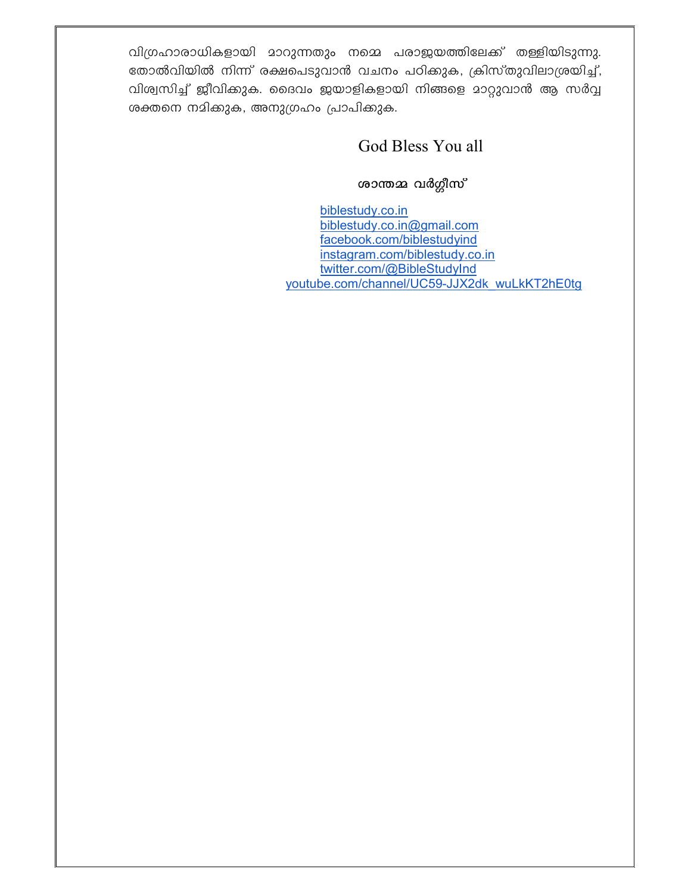വിഗ്രഹാരാധികളായി മാറുന്നതും നമ്മെ പരാജയത്തിലേക്ക് തള്ളിയിടുന്നു. തോൽവിയിൽ നിന്ന് രക്ഷപെടുവാൻ വചനം പഠിക്കുക, ക്രിസ്തുവിലാശ്രയിച്ച്, വിശ്വസിച്ച് ജീവിക്കുക. ദൈവം ജയാളികളായി നിങ്ങളെ മാറ്റുവാൻ ആ സർവ്വ ശക്തനെ നമിക്കുക, അനുഗ്രഹം പ്രാപിക്കുക.

God Bless You all

**ശാന്തമ്മ വർഗ്ഗീസ്**

biblestudy.co.in
biblestudy.co.in@gmail.com
facebook.com/biblestudyind
instagram.com/biblestudy.co.in
twitter.com/@BibleStudyInd
youtube.com/channel/UC59-JJX2dk_wuLkKT2hE0tg